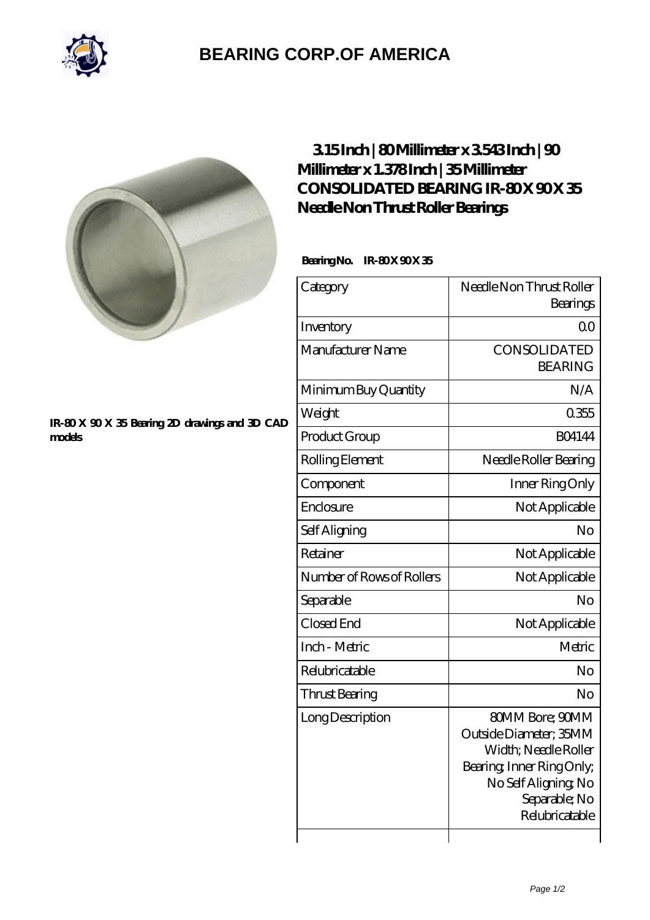# BEARING CORP.OF AMERICA

IR-80 X 90 X 35 Bearing 2D drawings and 3D CAD models

## 3.15 Inch | 80 Millimeter x 3.543 Inch | 90 Millimeter x 1.378 Inch | 35 Millimeter CONSOLIDATED BEARING IR-80 X 90 X 35 Needle Non Thrust Roller Bearings

**Bearing No. IR-80 X 90 X 35**

| | |
|---|---|
| Category | Needle Non Thrust Roller Bearings |
| Inventory | 0.0 |
| Manufacturer Name | CONSOLIDATED BEARING |
| Minimum Buy Quantity | N/A |
| Weight | 0.355 |
| Product Group | B04144 |
| Rolling Element | Needle Roller Bearing |
| Component | Inner Ring Only |
| Enclosure | Not Applicable |
| Self Aligning | No |
| Retainer | Not Applicable |
| Number of Rows of Rollers | Not Applicable |
| Separable | No |
| Closed End | Not Applicable |
| Inch - Metric | Metric |
| Relubricatable | No |
| Thrust Bearing | No |
| Long Description | 80MM Bore; 90MM Outside Diameter; 35MM Width; Needle Roller Bearing; Inner Ring Only; No Self Aligning; No Separable; No Relubricatable |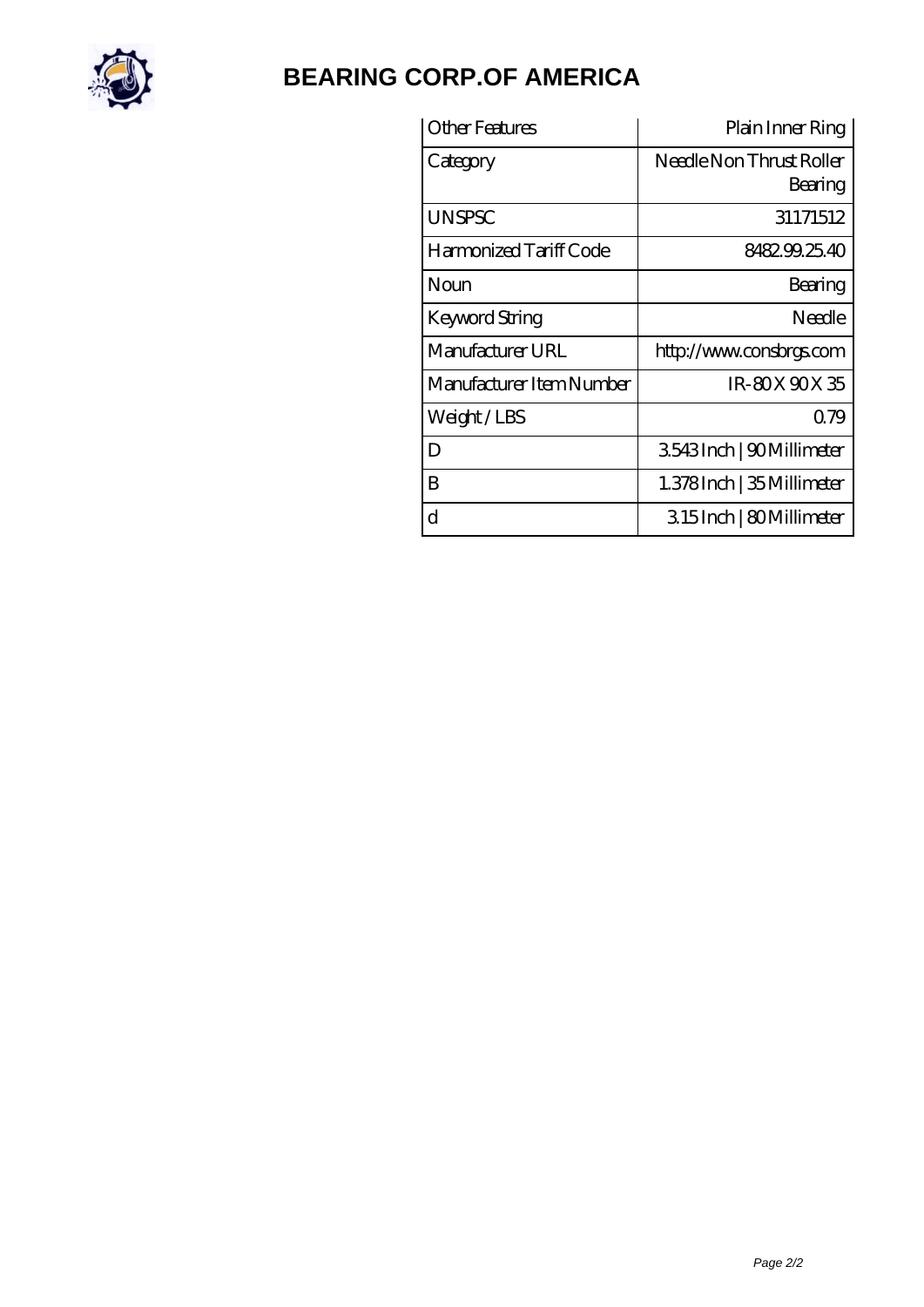# BEARING CORP.OF AMERICA

| | |
|---|---|
| Other Features | Plain Inner Ring |
| Category | Needle Non Thrust Roller Bearing |
| UNSPSC | 31171512 |
| Harmonized Tariff Code | 8482.99.25.40 |
| Noun | Bearing |
| Keyword String | Needle |
| Manufacturer URL | http://www.consbrgs.com |
| Manufacturer Item Number | IR-80 X 90 X 35 |
| Weight / LBS | 0.79 |
| D | 3.543 Inch \| 90 Millimeter |
| B | 1.378 Inch \| 35 Millimeter |
| d | 3.15 Inch \| 80 Millimeter |